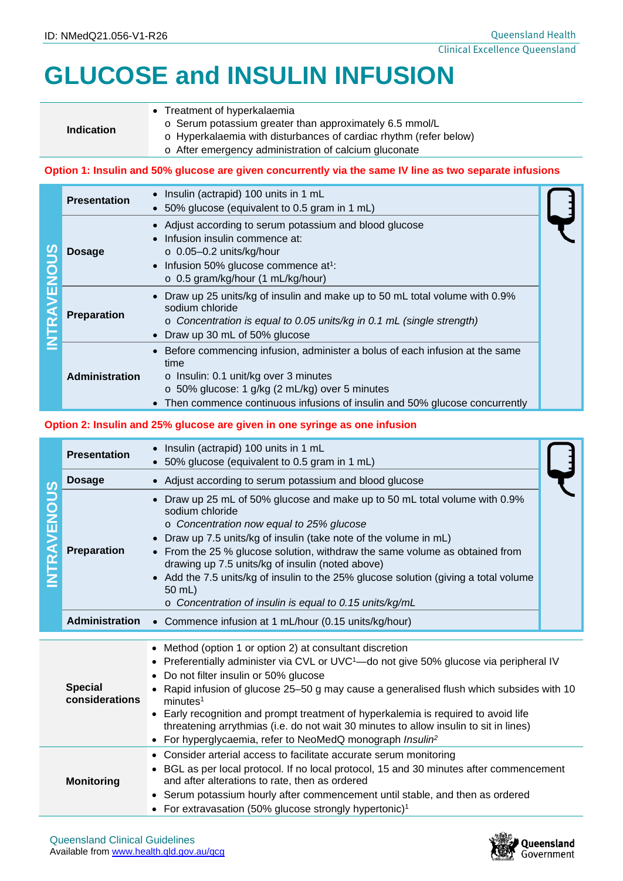ID: NMedQ21.056-V1-R26

# GLUCOSE and INSULIN INFUSION

| | |
|---|---|
| **Indication** | • Treatment of hyperkalaemia<br>  o Serum potassium greater than approximately 6.5 mmol/L<br>  o Hyperkalaemia with disturbances of cardiac rhythm (refer below)<br>  o After emergency administration of calcium gluconate |

**Option 1: Insulin and 50% glucose are given concurrently via the same IV line as two separate infusions**

| INTRAVENOUS | | |
|---|---|---|
| | **Presentation** | • Insulin (actrapid) 100 units in 1 mL<br>• 50% glucose (equivalent to 0.5 gram in 1 mL) |
| | **Dosage** | • Adjust according to serum potassium and blood glucose<br>• Infusion insulin commence at:<br>  o 0.05–0.2 units/kg/hour<br>• Infusion 50% glucose commence at[1]:<br>  o 0.5 gram/kg/hour (1 mL/kg/hour) |
| | **Preparation** | • Draw up 25 units/kg of insulin and make up to 50 mL total volume with 0.9% sodium chloride<br>  o *Concentration is equal to 0.05 units/kg in 0.1 mL (single strength)*<br>• Draw up 30 mL of 50% glucose |
| | **Administration** | • Before commencing infusion, administer a bolus of each infusion at the same time<br>  o Insulin: 0.1 unit/kg over 3 minutes<br>  o 50% glucose: 1 g/kg (2 mL/kg) over 5 minutes<br>• Then commence continuous infusions of insulin and 50% glucose concurrently |

**Option 2: Insulin and 25% glucose are given in one syringe as one infusion**

| INTRAVENOUS | | |
|---|---|---|
| | **Presentation** | • Insulin (actrapid) 100 units in 1 mL<br>• 50% glucose (equivalent to 0.5 gram in 1 mL) |
| | **Dosage** | • Adjust according to serum potassium and blood glucose |
| | **Preparation** | • Draw up 25 mL of 50% glucose and make up to 50 mL total volume with 0.9% sodium chloride<br>  o *Concentration now equal to 25% glucose*<br>• Draw up 7.5 units/kg of insulin (take note of the volume in mL)<br>• From the 25 % glucose solution, withdraw the same volume as obtained from drawing up 7.5 units/kg of insulin (noted above)<br>• Add the 7.5 units/kg of insulin to the 25% glucose solution (giving a total volume 50 mL)<br>  o *Concentration of insulin is equal to 0.15 units/kg/mL* |
| | **Administration** | • Commence infusion at 1 mL/hour (0.15 units/kg/hour) |

| | |
|---|---|
| **Special considerations** | • Method (option 1 or option 2) at consultant discretion<br>• Preferentially administer via CVL or UVC[1]—do not give 50% glucose via peripheral IV<br>• Do not filter insulin or 50% glucose<br>• Rapid infusion of glucose 25–50 g may cause a generalised flush which subsides with 10 minutes[1]<br>• Early recognition and prompt treatment of hyperkalemia is required to avoid life threatening arrythmias (i.e. do not wait 30 minutes to allow insulin to sit in lines)<br>• For hyperglycaemia, refer to NeoMedQ monograph *Insulin*[2] |
| **Monitoring** | • Consider arterial access to facilitate accurate serum monitoring<br>• BGL as per local protocol. If no local protocol, 15 and 30 minutes after commencement and after alterations to rate, then as ordered<br>• Serum potassium hourly after commencement until stable, and then as ordered<br>• For extravasation (50% glucose strongly hypertonic)[1] |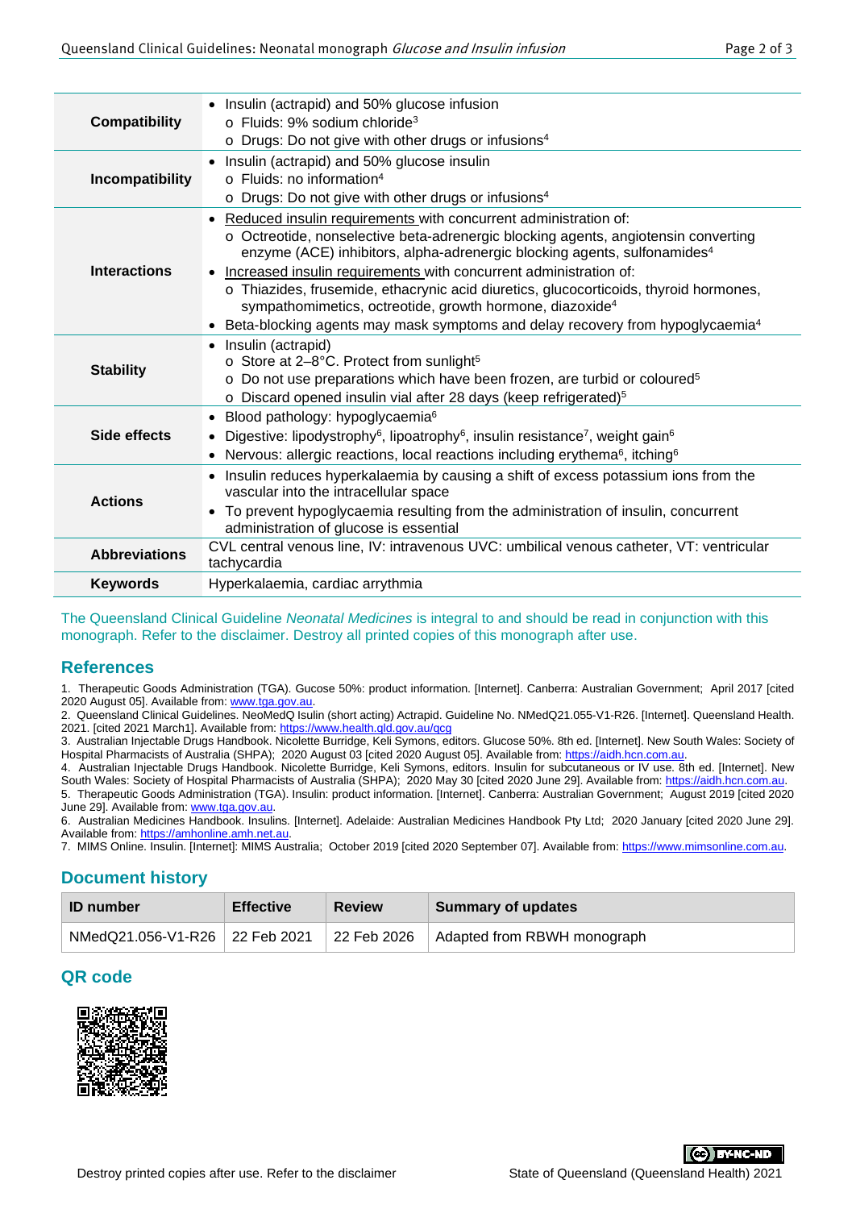| | |
|---|---|
| **Compatibility** | • Insulin (actrapid) and 50% glucose infusion<br>o Fluids: 9% sodium chloride[3]<br>o Drugs: Do not give with other drugs or infusions[4] |
| **Incompatibility** | • Insulin (actrapid) and 50% glucose insulin<br>o Fluids: no information[4]<br>o Drugs: Do not give with other drugs or infusions[4] |
| **Interactions** | • Reduced insulin requirements with concurrent administration of:<br>o Octreotide, nonselective beta-adrenergic blocking agents, angiotensin converting enzyme (ACE) inhibitors, alpha-adrenergic blocking agents, sulfonamides[4]<br>• Increased insulin requirements with concurrent administration of:<br>o Thiazides, frusemide, ethacrynic acid diuretics, glucocorticoids, thyroid hormones, sympathomimetics, octreotide, growth hormone, diazoxide[4]<br>• Beta-blocking agents may mask symptoms and delay recovery from hypoglycaemia[4] |
| **Stability** | • Insulin (actrapid)<br>o Store at 2–8°C. Protect from sunlight[5]<br>o Do not use preparations which have been frozen, are turbid or coloured[5]<br>o Discard opened insulin vial after 28 days (keep refrigerated)[5] |
| **Side effects** | • Blood pathology: hypoglycaemia[6]<br>• Digestive: lipodystrophy[6], lipoatrophy[6], insulin resistance[7], weight gain[6]<br>• Nervous: allergic reactions, local reactions including erythema[6], itching[6] |
| **Actions** | • Insulin reduces hyperkalaemia by causing a shift of excess potassium ions from the vascular into the intracellular space<br>• To prevent hypoglycaemia resulting from the administration of insulin, concurrent administration of glucose is essential |
| **Abbreviations** | CVL central venous line, IV: intravenous UVC: umbilical venous catheter, VT: ventricular tachycardia |
| **Keywords** | Hyperkalaemia, cardiac arrythmia |

The Queensland Clinical Guideline *Neonatal Medicines* is integral to and should be read in conjunction with this monograph. Refer to the disclaimer. Destroy all printed copies of this monograph after use.

## References

1. Therapeutic Goods Administration (TGA). Gucose 50%: product information. [Internet]. Canberra: Australian Government; April 2017 [cited 2020 August 05]. Available from: www.tga.gov.au.
2. Queensland Clinical Guidelines. NeoMedQ Isulin (short acting) Actrapid. Guideline No. NMedQ21.055-V1-R26. [Internet]. Queensland Health. 2021. [cited 2021 March1]. Available from: https://www.health.qld.gov.au/qcg
3. Australian Injectable Drugs Handbook. Nicolette Burridge, Keli Symons, editors. Glucose 50%. 8th ed. [Internet]. New South Wales: Society of Hospital Pharmacists of Australia (SHPA); 2020 August 03 [cited 2020 August 05]. Available from: https://aidh.hcn.com.au.
4. Australian Injectable Drugs Handbook. Nicolette Burridge, Keli Symons, editors. Insulin for subcutaneous or IV use. 8th ed. [Internet]. New South Wales: Society of Hospital Pharmacists of Australia (SHPA); 2020 May 30 [cited 2020 June 29]. Available from: https://aidh.hcn.com.au.
5. Therapeutic Goods Administration (TGA). Insulin: product information. [Internet]. Canberra: Australian Government; August 2019 [cited 2020 June 29]. Available from: www.tga.gov.au.
6. Australian Medicines Handbook. Insulins. [Internet]. Adelaide: Australian Medicines Handbook Pty Ltd; 2020 January [cited 2020 June 29]. Available from: https://amhonline.amh.net.au.
7. MIMS Online. Insulin. [Internet]. MIMS Australia; October 2019 [cited 2020 September 07]. Available from: https://www.mimsonline.com.au.

## Document history

| ID number | Effective | Review | Summary of updates |
|---|---|---|---|
| NMedQ21.056-V1-R26 | 22 Feb 2021 | 22 Feb 2026 | Adapted from RBWH monograph |

## QR code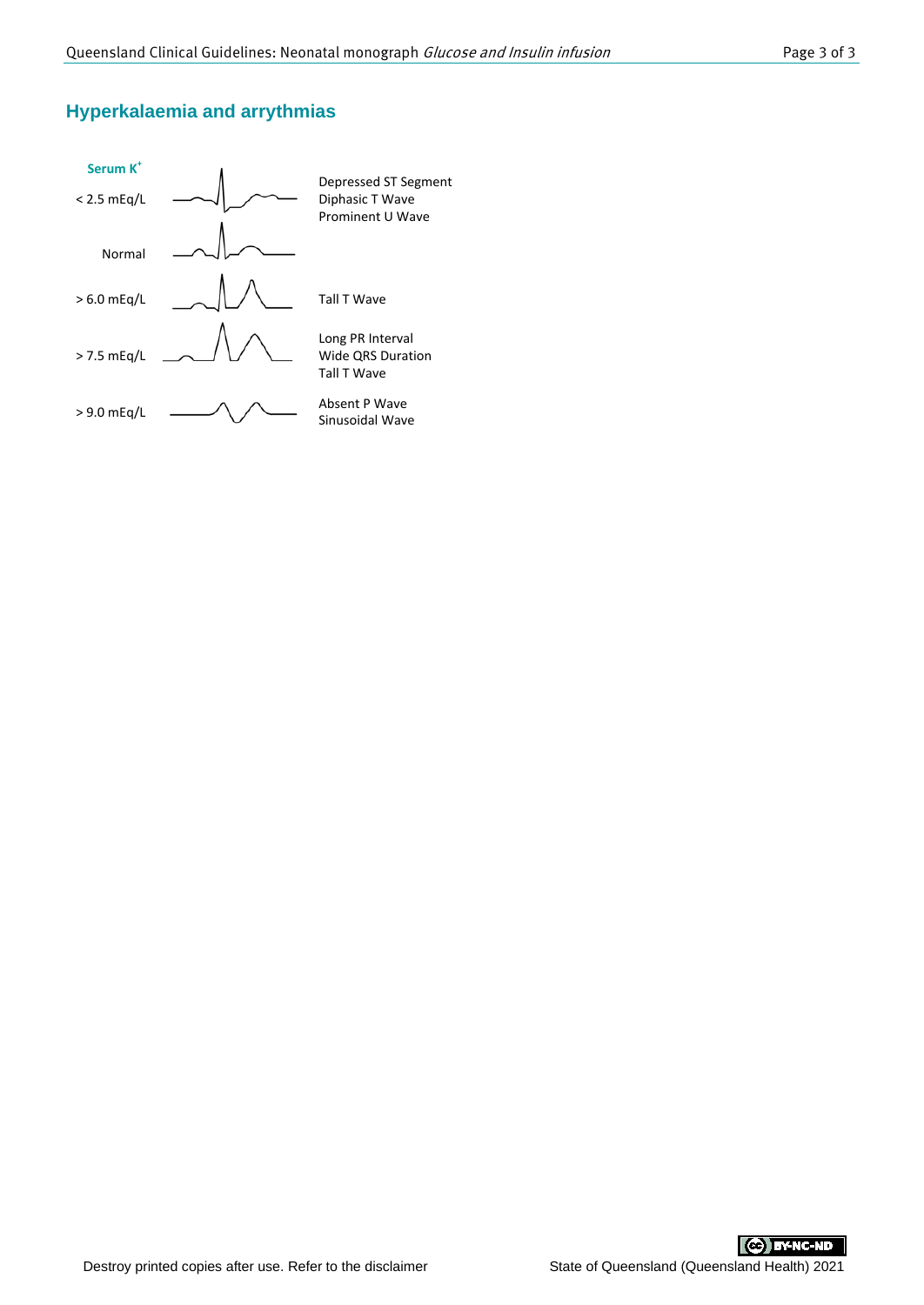## Hyperkalaemia and arrythmias

Serum $K^+$

< 2.5 mEq/L

Depressed ST Segment
Diphasic T Wave
Prominent U Wave

Normal

> 6.0 mEq/L

Tall T Wave

> 7.5 mEq/L

Long PR Interval
Wide QRS Duration
Tall T Wave

> 9.0 mEq/L

Absent P Wave
Sinusoidal Wave